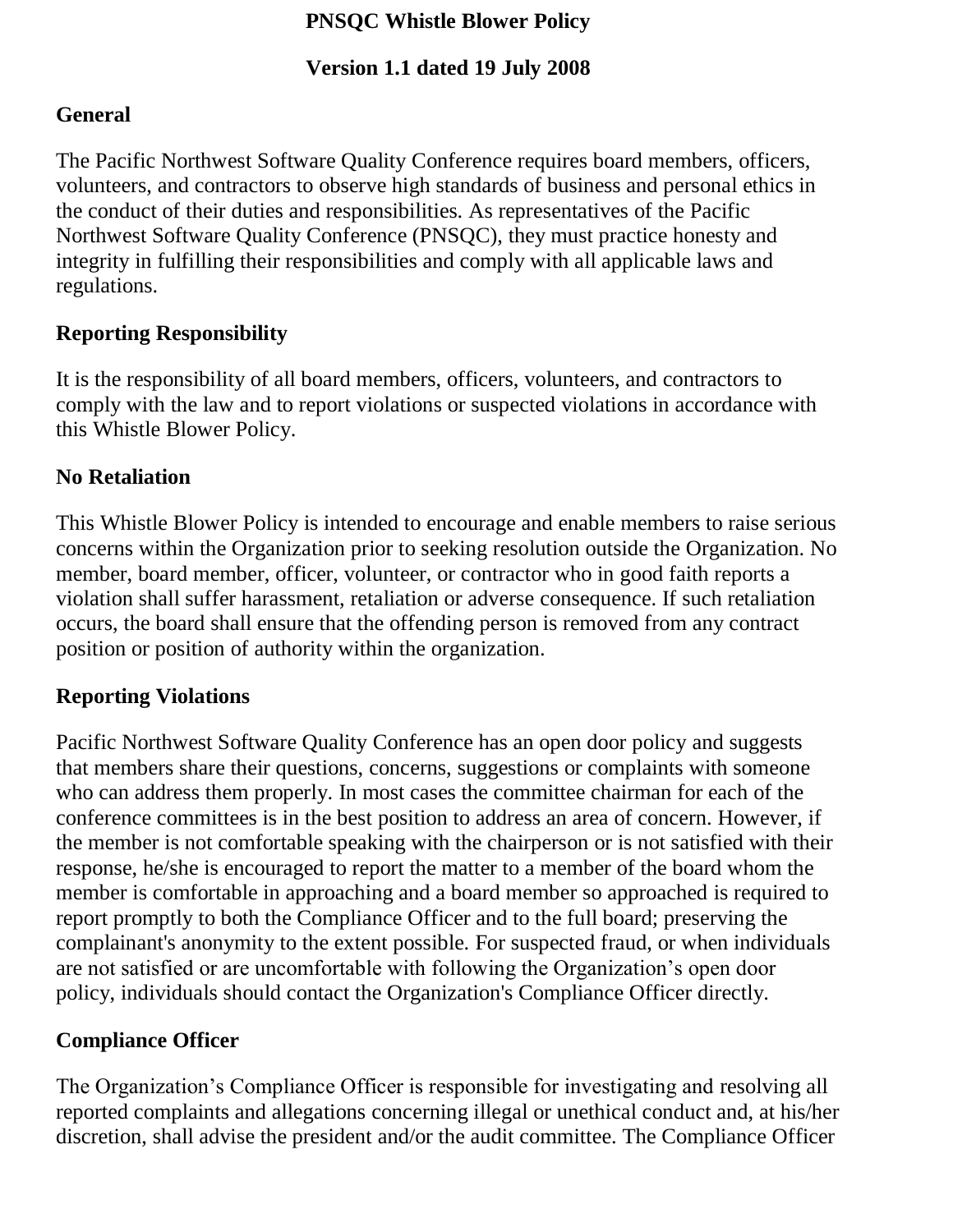# PNSQC Whistle Blower Policy

## Version 1.1 dated 19 July 2008

### General

The Pacific Northwest Software Quality Conference requires board members, officers, volunteers, and contractors to observe high standards of business and personal ethics in the conduct of their duties and responsibilities. As representatives of the Pacific Northwest Software Quality Conference (PNSQC), they must practice honesty and integrity in fulfilling their responsibilities and comply with all applicable laws and regulations.

### Reporting Responsibility

It is the responsibility of all board members, officers, volunteers, and contractors to comply with the law and to report violations or suspected violations in accordance with this Whistle Blower Policy.

### No Retaliation

This Whistle Blower Policy is intended to encourage and enable members to raise serious concerns within the Organization prior to seeking resolution outside the Organization. No member, board member, officer, volunteer, or contractor who in good faith reports a violation shall suffer harassment, retaliation or adverse consequence. If such retaliation occurs, the board shall ensure that the offending person is removed from any contract position or position of authority within the organization.

### Reporting Violations

Pacific Northwest Software Quality Conference has an open door policy and suggests that members share their questions, concerns, suggestions or complaints with someone who can address them properly. In most cases the committee chairman for each of the conference committees is in the best position to address an area of concern. However, if the member is not comfortable speaking with the chairperson or is not satisfied with their response, he/she is encouraged to report the matter to a member of the board whom the member is comfortable in approaching and a board member so approached is required to report promptly to both the Compliance Officer and to the full board; preserving the complainant's anonymity to the extent possible. For suspected fraud, or when individuals are not satisfied or are uncomfortable with following the Organization's open door policy, individuals should contact the Organization's Compliance Officer directly.

### Compliance Officer

The Organization's Compliance Officer is responsible for investigating and resolving all reported complaints and allegations concerning illegal or unethical conduct and, at his/her discretion, shall advise the president and/or the audit committee. The Compliance Officer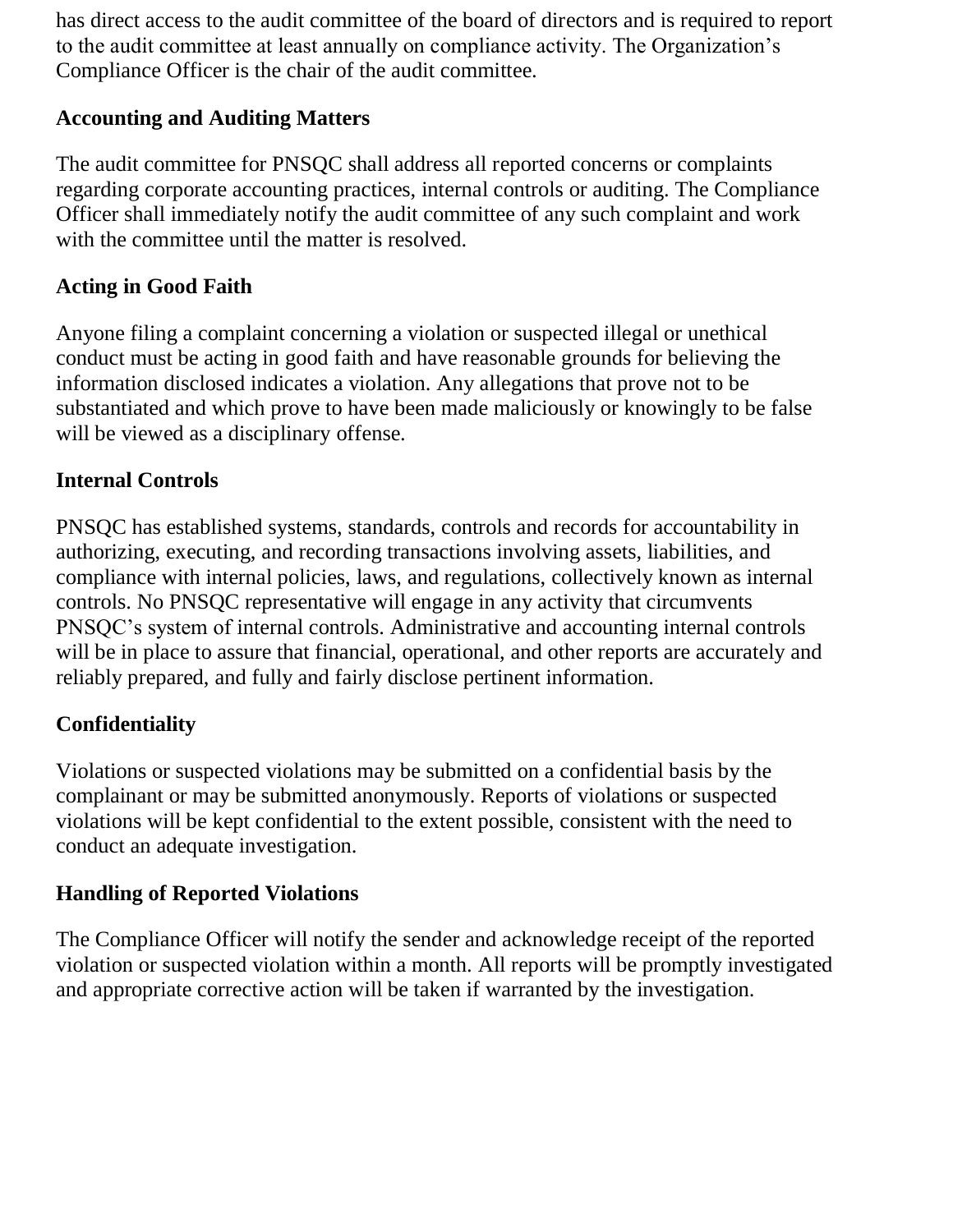has direct access to the audit committee of the board of directors and is required to report to the audit committee at least annually on compliance activity. The Organization's Compliance Officer is the chair of the audit committee.

**Accounting and Auditing Matters**

The audit committee for PNSQC shall address all reported concerns or complaints regarding corporate accounting practices, internal controls or auditing. The Compliance Officer shall immediately notify the audit committee of any such complaint and work with the committee until the matter is resolved.

**Acting in Good Faith**

Anyone filing a complaint concerning a violation or suspected illegal or unethical conduct must be acting in good faith and have reasonable grounds for believing the information disclosed indicates a violation. Any allegations that prove not to be substantiated and which prove to have been made maliciously or knowingly to be false will be viewed as a disciplinary offense.

**Internal Controls**

PNSQC has established systems, standards, controls and records for accountability in authorizing, executing, and recording transactions involving assets, liabilities, and compliance with internal policies, laws, and regulations, collectively known as internal controls. No PNSQC representative will engage in any activity that circumvents PNSQC's system of internal controls. Administrative and accounting internal controls will be in place to assure that financial, operational, and other reports are accurately and reliably prepared, and fully and fairly disclose pertinent information.

**Confidentiality**

Violations or suspected violations may be submitted on a confidential basis by the complainant or may be submitted anonymously. Reports of violations or suspected violations will be kept confidential to the extent possible, consistent with the need to conduct an adequate investigation.

**Handling of Reported Violations**

The Compliance Officer will notify the sender and acknowledge receipt of the reported violation or suspected violation within a month. All reports will be promptly investigated and appropriate corrective action will be taken if warranted by the investigation.